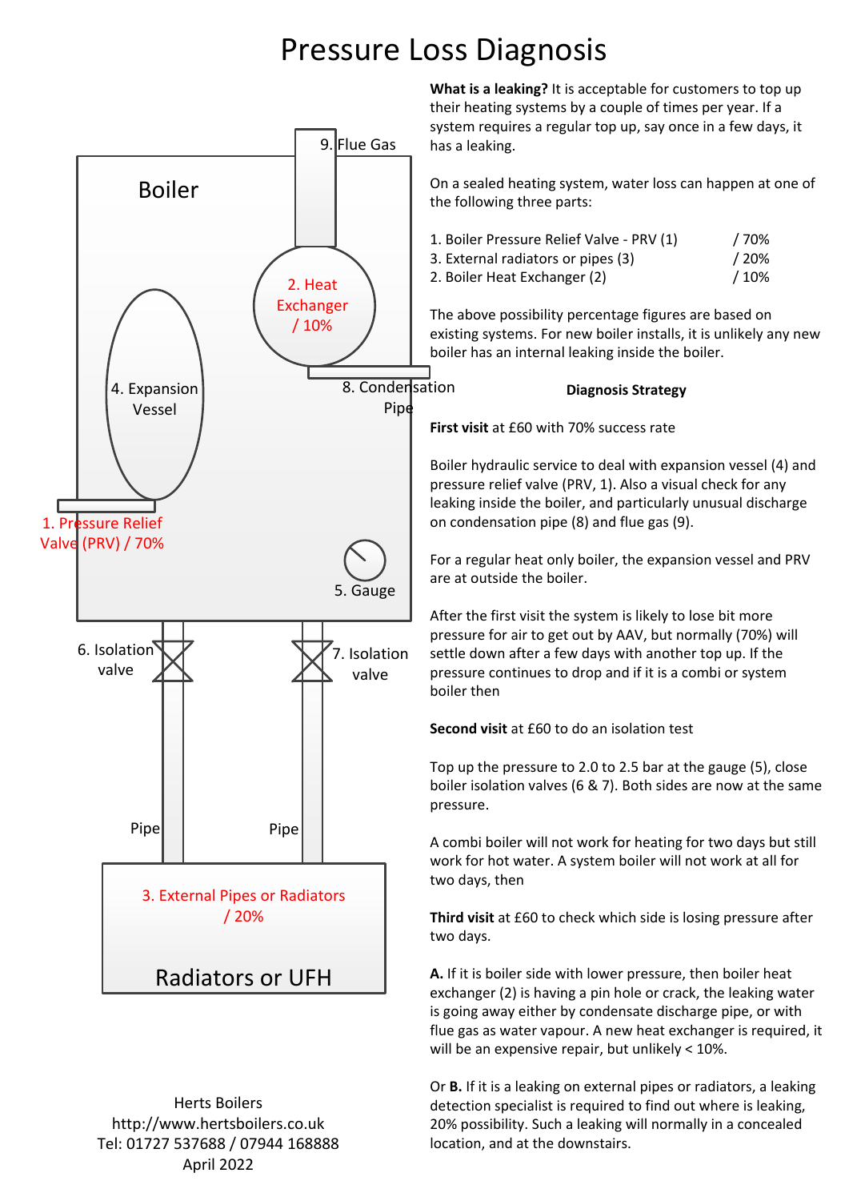# Pressure Loss Diagnosis

Boiler

9. Flue Gas

2. Heat Exchanger / 10%

4. Expansion Vessel

8. Condensation Pipe

1. Pressure Relief Valve (PRV) / 70%

5. Gauge

6. Isolation valve

7. Isolation valve

Pipe

Pipe

3. External Pipes or Radiators / 20%

Radiators or UFH

Herts Boilers
http://www.hertsboilers.co.uk
Tel: 01727 537688 / 07944 168888
April 2022

**What is a leaking?** It is acceptable for customers to top up their heating systems by a couple of times per year. If a system requires a regular top up, say once in a few days, it has a leaking.

On a sealed heating system, water loss can happen at one of the following three parts:

| | |
|---|---|
| 1. Boiler Pressure Relief Valve - PRV (1) | / 70% |
| 3. External radiators or pipes (3) | / 20% |
| 2. Boiler Heat Exchanger (2) | / 10% |

The above possibility percentage figures are based on existing systems. For new boiler installs, it is unlikely any new boiler has an internal leaking inside the boiler.

### Diagnosis Strategy

**First visit** at £60 with 70% success rate

Boiler hydraulic service to deal with expansion vessel (4) and pressure relief valve (PRV, 1). Also a visual check for any leaking inside the boiler, and particularly unusual discharge on condensation pipe (8) and flue gas (9).

For a regular heat only boiler, the expansion vessel and PRV are at outside the boiler.

After the first visit the system is likely to lose bit more pressure for air to get out by AAV, but normally (70%) will settle down after a few days with another top up. If the pressure continues to drop and if it is a combi or system boiler then

**Second visit** at £60 to do an isolation test

Top up the pressure to 2.0 to 2.5 bar at the gauge (5), close boiler isolation valves (6 & 7). Both sides are now at the same pressure.

A combi boiler will not work for heating for two days but still work for hot water. A system boiler will not work at all for two days, then

**Third visit** at £60 to check which side is losing pressure after two days.

**A.** If it is boiler side with lower pressure, then boiler heat exchanger (2) is having a pin hole or crack, the leaking water is going away either by condensate discharge pipe, or with flue gas as water vapour. A new heat exchanger is required, it will be an expensive repair, but unlikely < 10%.

Or **B.** If it is a leaking on external pipes or radiators, a leaking detection specialist is required to find out where is leaking, 20% possibility. Such a leaking will normally in a concealed location, and at the downstairs.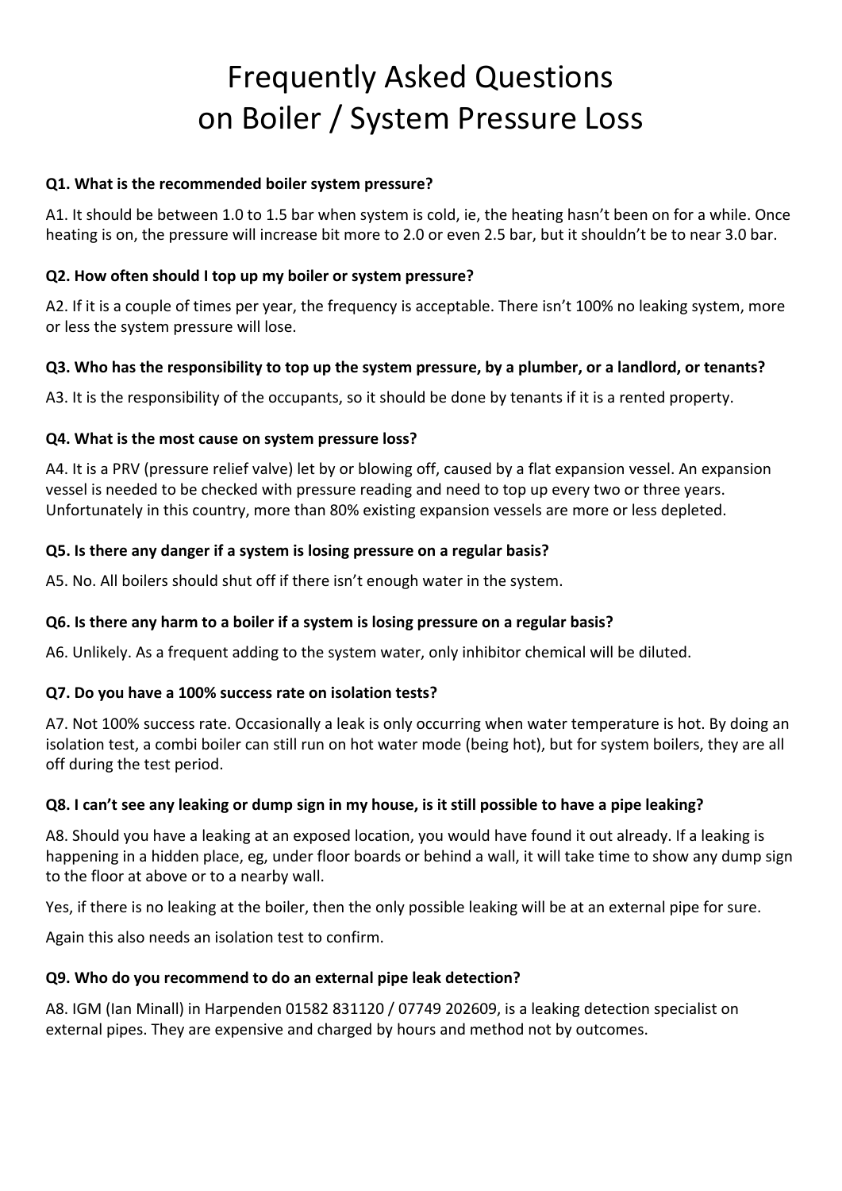# Frequently Asked Questions on Boiler / System Pressure Loss

**Q1. What is the recommended boiler system pressure?**

A1. It should be between 1.0 to 1.5 bar when system is cold, ie, the heating hasn't been on for a while. Once heating is on, the pressure will increase bit more to 2.0 or even 2.5 bar, but it shouldn't be to near 3.0 bar.

**Q2. How often should I top up my boiler or system pressure?**

A2. If it is a couple of times per year, the frequency is acceptable. There isn't 100% no leaking system, more or less the system pressure will lose.

**Q3. Who has the responsibility to top up the system pressure, by a plumber, or a landlord, or tenants?**

A3. It is the responsibility of the occupants, so it should be done by tenants if it is a rented property.

**Q4. What is the most cause on system pressure loss?**

A4. It is a PRV (pressure relief valve) let by or blowing off, caused by a flat expansion vessel. An expansion vessel is needed to be checked with pressure reading and need to top up every two or three years. Unfortunately in this country, more than 80% existing expansion vessels are more or less depleted.

**Q5. Is there any danger if a system is losing pressure on a regular basis?**

A5. No. All boilers should shut off if there isn't enough water in the system.

**Q6. Is there any harm to a boiler if a system is losing pressure on a regular basis?**

A6. Unlikely. As a frequent adding to the system water, only inhibitor chemical will be diluted.

**Q7. Do you have a 100% success rate on isolation tests?**

A7. Not 100% success rate. Occasionally a leak is only occurring when water temperature is hot. By doing an isolation test, a combi boiler can still run on hot water mode (being hot), but for system boilers, they are all off during the test period.

**Q8. I can't see any leaking or dump sign in my house, is it still possible to have a pipe leaking?**

A8. Should you have a leaking at an exposed location, you would have found it out already. If a leaking is happening in a hidden place, eg, under floor boards or behind a wall, it will take time to show any dump sign to the floor at above or to a nearby wall.

Yes, if there is no leaking at the boiler, then the only possible leaking will be at an external pipe for sure.

Again this also needs an isolation test to confirm.

**Q9. Who do you recommend to do an external pipe leak detection?**

A8. IGM (Ian Minall) in Harpenden 01582 831120 / 07749 202609, is a leaking detection specialist on external pipes. They are expensive and charged by hours and method not by outcomes.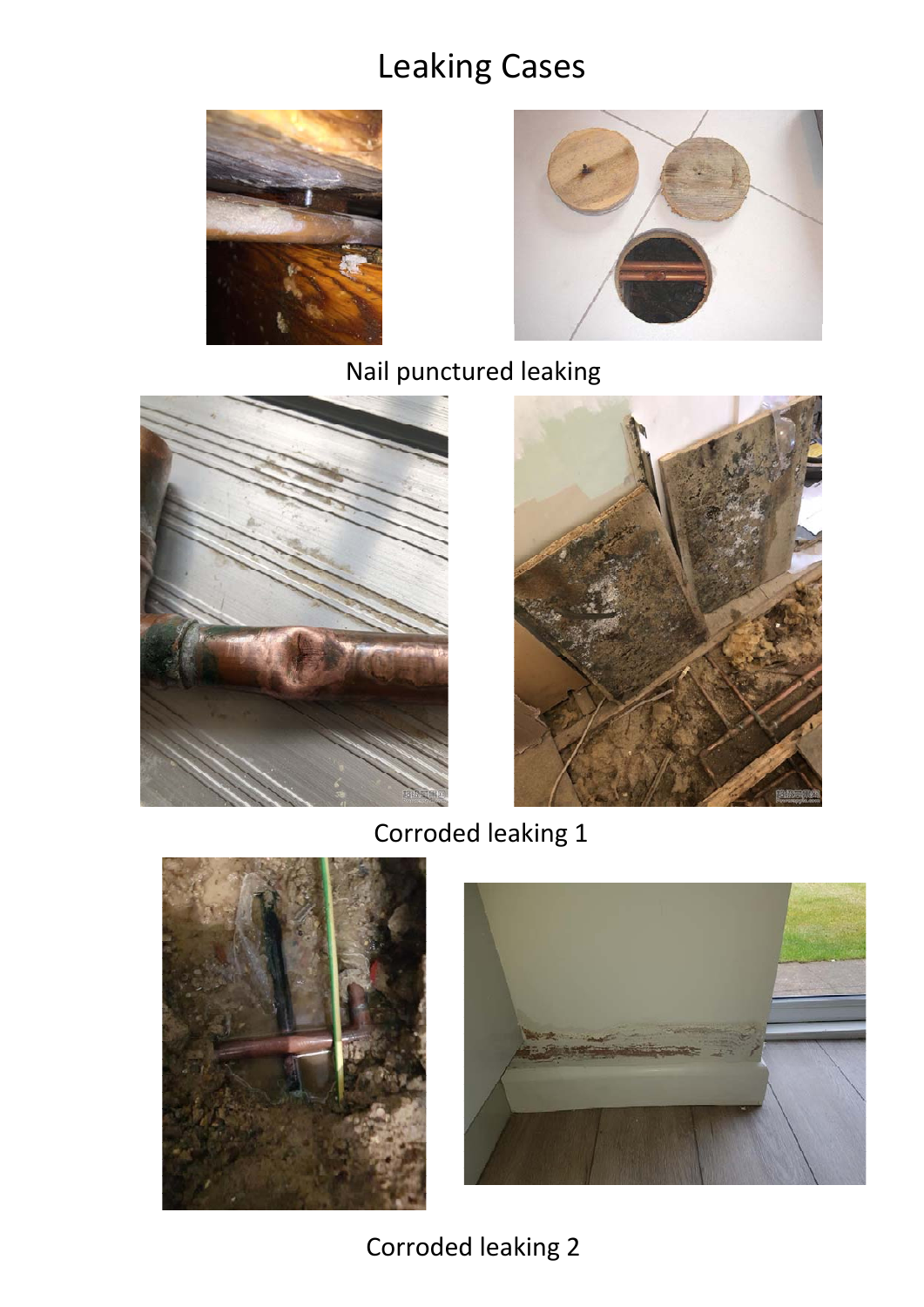# Leaking Cases

Nail punctured leaking

Corroded leaking 1

Corroded leaking 2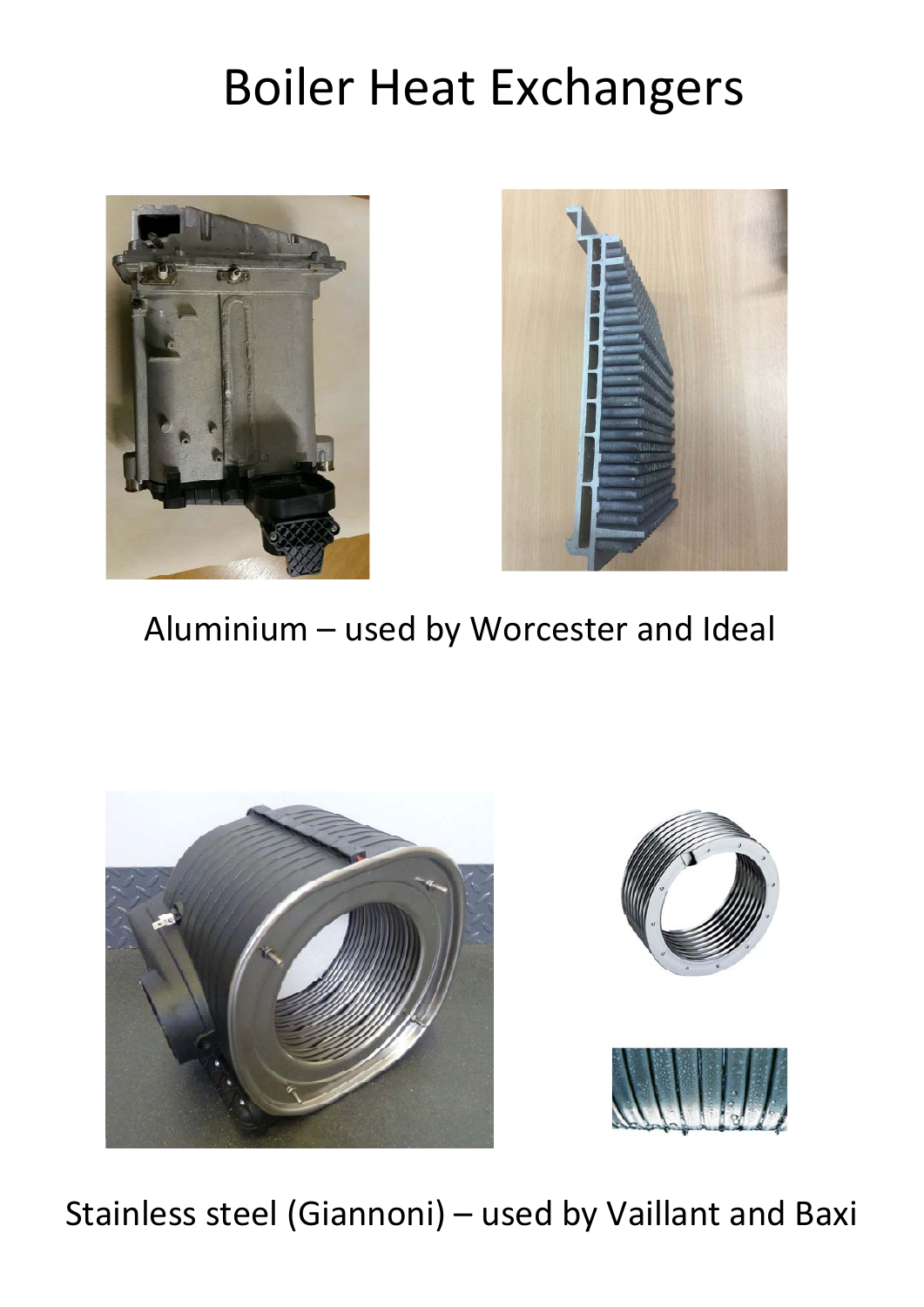# Boiler Heat Exchangers

Aluminium – used by Worcester and Ideal

Stainless steel (Giannoni) – used by Vaillant and Baxi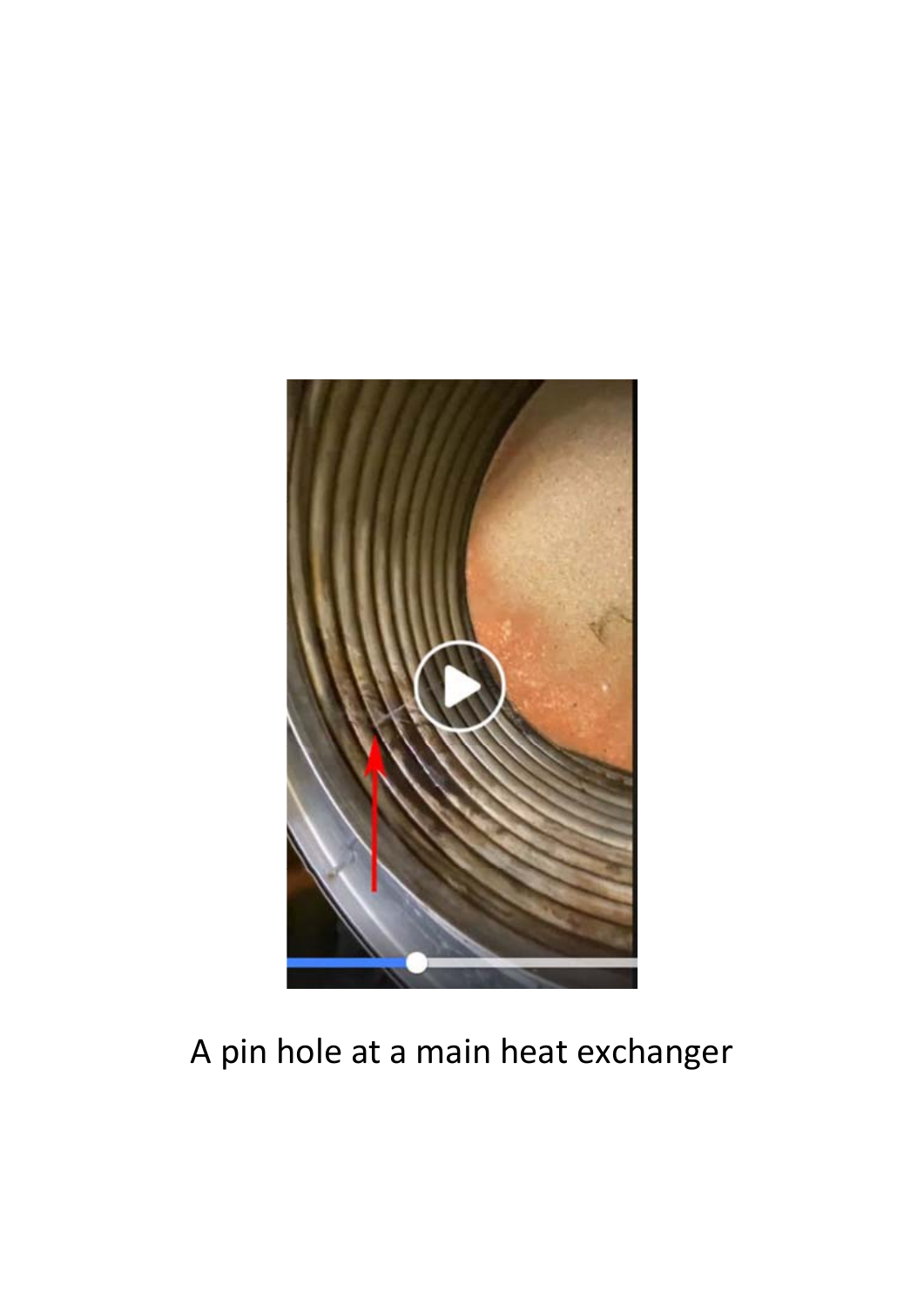A pin hole at a main heat exchanger